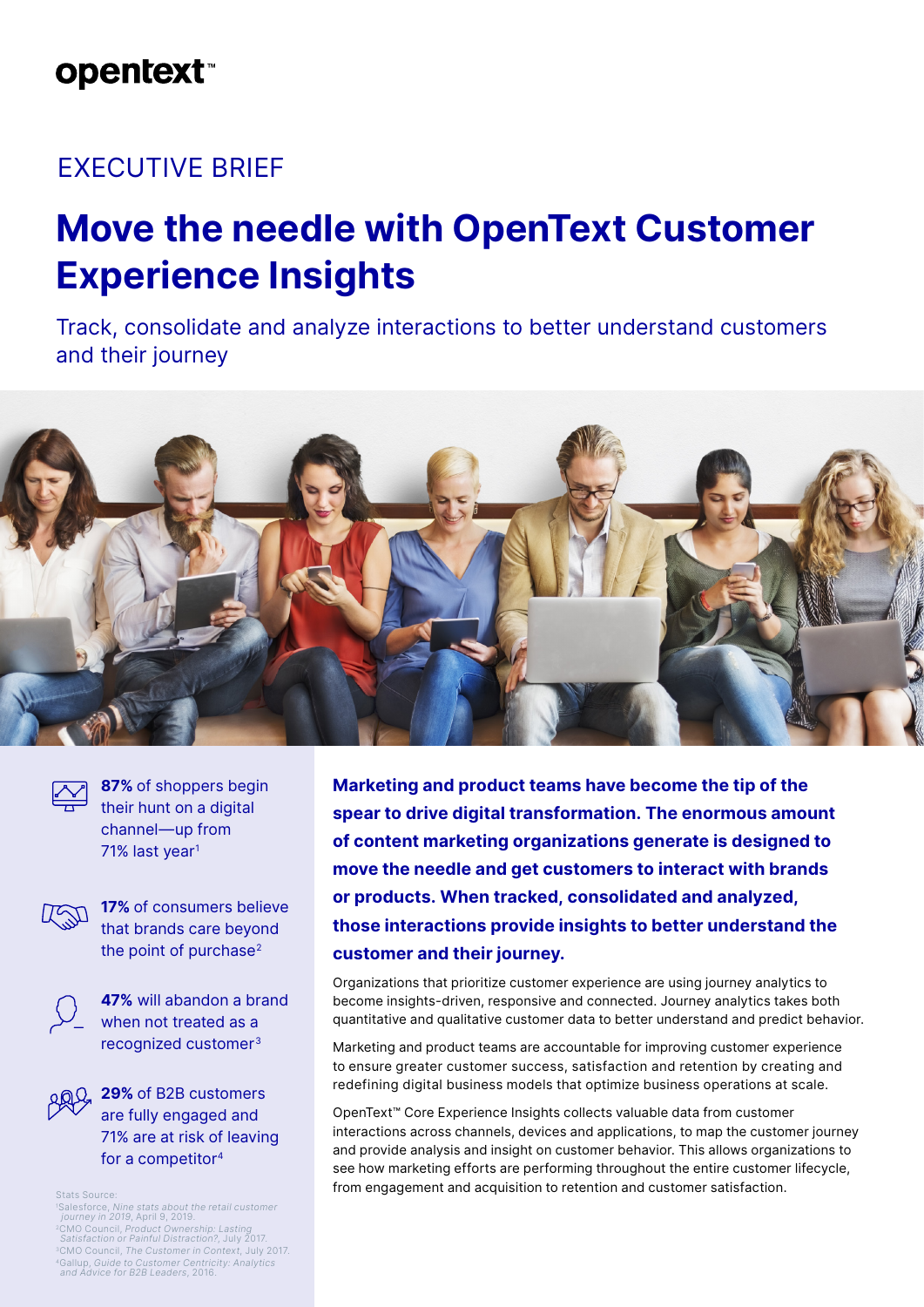opentext™

EXECUTIVE BRIEF

# Move the needle with OpenText Customer Experience Insights

Track, consolidate and analyze interactions to better understand customers and their journey

**87%** of shoppers begin their hunt on a digital channel—up from 71% last year[1]

**17%** of consumers believe that brands care beyond the point of purchase[2]

**47%** will abandon a brand when not treated as a recognized customer[3]

**29%** of B2B customers are fully engaged and 71% are at risk of leaving for a competitor[4]

Stats Source:
[1]Salesforce, *Nine stats about the retail customer journey in 2019*, April 9, 2019.
[2]CMO Council, *Product Ownership: Lasting Satisfaction or Painful Distraction?*, July 2017.
[3]CMO Council, *The Customer in Context*, July 2017.
[4]Gallup, *Guide to Customer Centricity: Analytics and Advice for B2B Leaders*, 2016.

**Marketing and product teams have become the tip of the spear to drive digital transformation. The enormous amount of content marketing organizations generate is designed to move the needle and get customers to interact with brands or products. When tracked, consolidated and analyzed, those interactions provide insights to better understand the customer and their journey.**

Organizations that prioritize customer experience are using journey analytics to become insights-driven, responsive and connected. Journey analytics takes both quantitative and qualitative customer data to better understand and predict behavior.

Marketing and product teams are accountable for improving customer experience to ensure greater customer success, satisfaction and retention by creating and redefining digital business models that optimize business operations at scale.

OpenText™ Core Experience Insights collects valuable data from customer interactions across channels, devices and applications, to map the customer journey and provide analysis and insight on customer behavior. This allows organizations to see how marketing efforts are performing throughout the entire customer lifecycle, from engagement and acquisition to retention and customer satisfaction.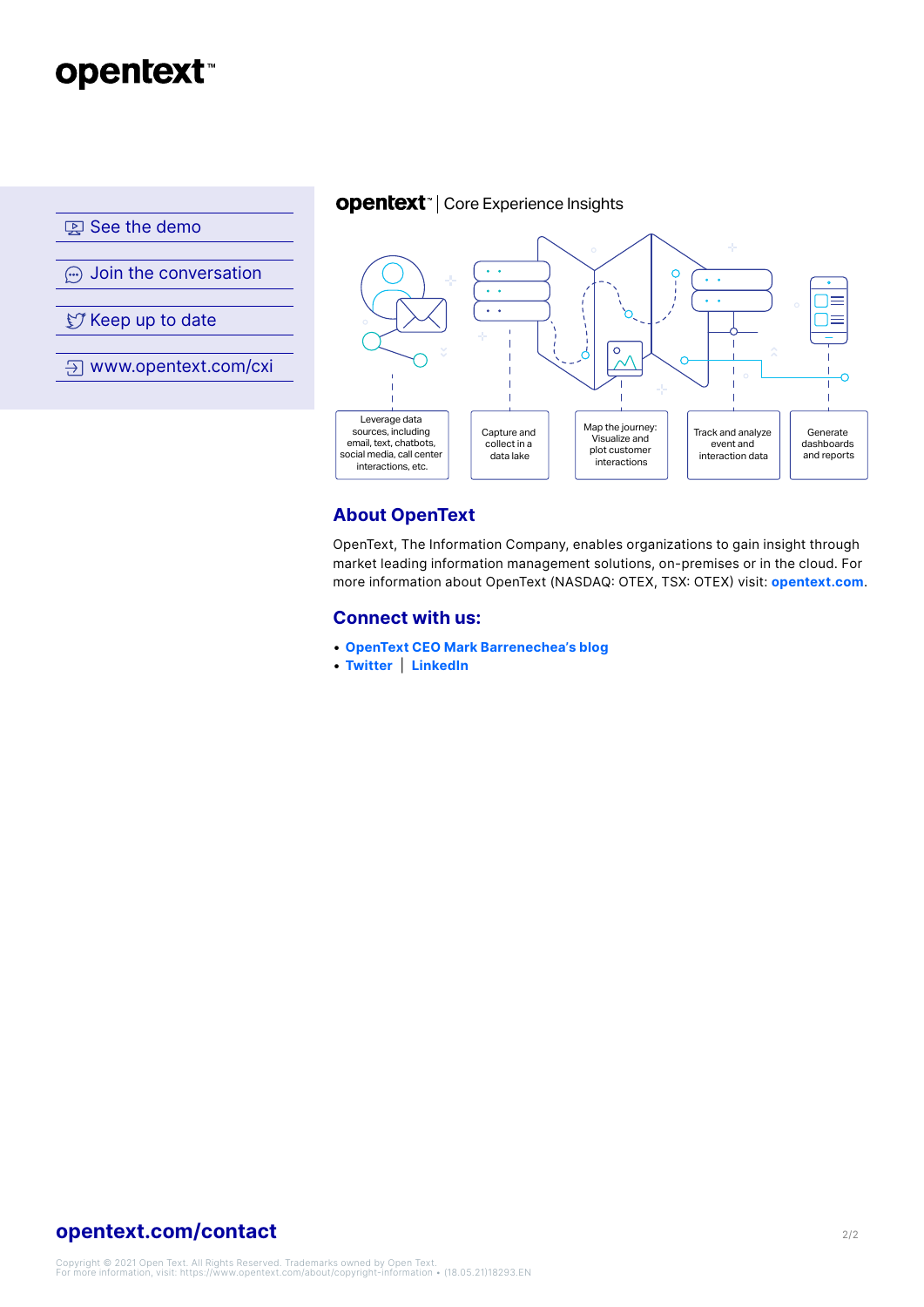- See the demo
- Join the conversation
- Keep up to date
- www.opentext.com/cxi

opentext | Core Experience Insights

Leverage data sources, including email, text, chatbots, social media, call center interactions, etc.

Capture and collect in a data lake

Map the journey: Visualize and plot customer interactions

Track and analyze event and interaction data

Generate dashboards and reports

## About OpenText

OpenText, The Information Company, enables organizations to gain insight through market leading information management solutions, on-premises or in the cloud. For more information about OpenText (NASDAQ: OTEX, TSX: OTEX) visit: **opentext.com**.

## Connect with us:

- **OpenText CEO Mark Barrenechea's blog**
- **Twitter** | **LinkedIn**

**opentext.com/contact**

Copyright © 2021 Open Text. All Rights Reserved. Trademarks owned by Open Text. For more information, visit: https://www.opentext.com/about/copyright-information • (18.05.21)18293.EN